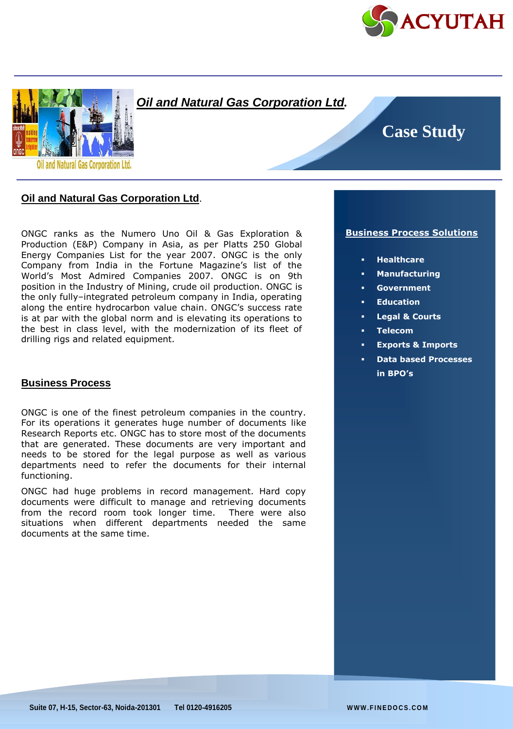# Oil and Natural Gas Corporation Ltd.

## Case Study

## Oil and Natural Gas Corporation Ltd.

ONGC ranks as the Numero Uno Oil & Gas Exploration & Production (E&P) Company in Asia, as per Platts 250 Global Energy Companies List for the year 2007. ONGC is the only Company from India in the Fortune Magazine's list of the World's Most Admired Companies 2007. ONGC is on 9th position in the Industry of Mining, crude oil production. ONGC is the only fully–integrated petroleum company in India, operating along the entire hydrocarbon value chain. ONGC's success rate is at par with the global norm and is elevating its operations to the best in class level, with the modernization of its fleet of drilling rigs and related equipment.

## Business Process

ONGC is one of the finest petroleum companies in the country. For its operations it generates huge number of documents like Research Reports etc. ONGC has to store most of the documents that are generated. These documents are very important and needs to be stored for the legal purpose as well as various departments need to refer the documents for their internal functioning.

ONGC had huge problems in record management. Hard copy documents were difficult to manage and retrieving documents from the record room took longer time. There were also situations when different departments needed the same documents at the same time.

## Business Process Solutions

- **Healthcare**
- **Manufacturing**
- **Government**
- **Education**
- **Legal & Courts**
- **Telecom**
- **Exports & Imports**
- **Data based Processes in BPO's**

Suite 07, H-15, Sector-63, Noida-201301 Tel 0120-4916205 WWW.FINEDOCS.COM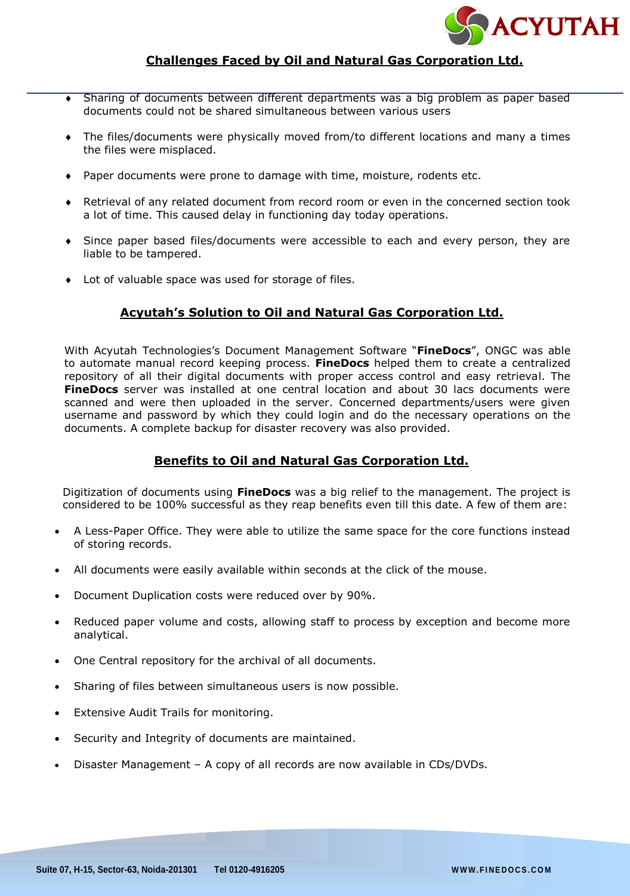## Challenges Faced by Oil and Natural Gas Corporation Ltd.

- Sharing of documents between different departments was a big problem as paper based documents could not be shared simultaneous between various users
- The files/documents were physically moved from/to different locations and many a times the files were misplaced.
- Paper documents were prone to damage with time, moisture, rodents etc.
- Retrieval of any related document from record room or even in the concerned section took a lot of time. This caused delay in functioning day today operations.
- Since paper based files/documents were accessible to each and every person, they are liable to be tampered.
- Lot of valuable space was used for storage of files.

## Acyutah's Solution to Oil and Natural Gas Corporation Ltd.

With Acyutah Technologies's Document Management Software "**FineDocs**", ONGC was able to automate manual record keeping process. **FineDocs** helped them to create a centralized repository of all their digital documents with proper access control and easy retrieval. The **FineDocs** server was installed at one central location and about 30 lacs documents were scanned and were then uploaded in the server. Concerned departments/users were given username and password by which they could login and do the necessary operations on the documents. A complete backup for disaster recovery was also provided.

## Benefits to Oil and Natural Gas Corporation Ltd.

Digitization of documents using **FineDocs** was a big relief to the management. The project is considered to be 100% successful as they reap benefits even till this date. A few of them are:

- A Less-Paper Office. They were able to utilize the same space for the core functions instead of storing records.
- All documents were easily available within seconds at the click of the mouse.
- Document Duplication costs were reduced over by 90%.
- Reduced paper volume and costs, allowing staff to process by exception and become more analytical.
- One Central repository for the archival of all documents.
- Sharing of files between simultaneous users is now possible.
- Extensive Audit Trails for monitoring.
- Security and Integrity of documents are maintained.
- Disaster Management – A copy of all records are now available in CDs/DVDs.